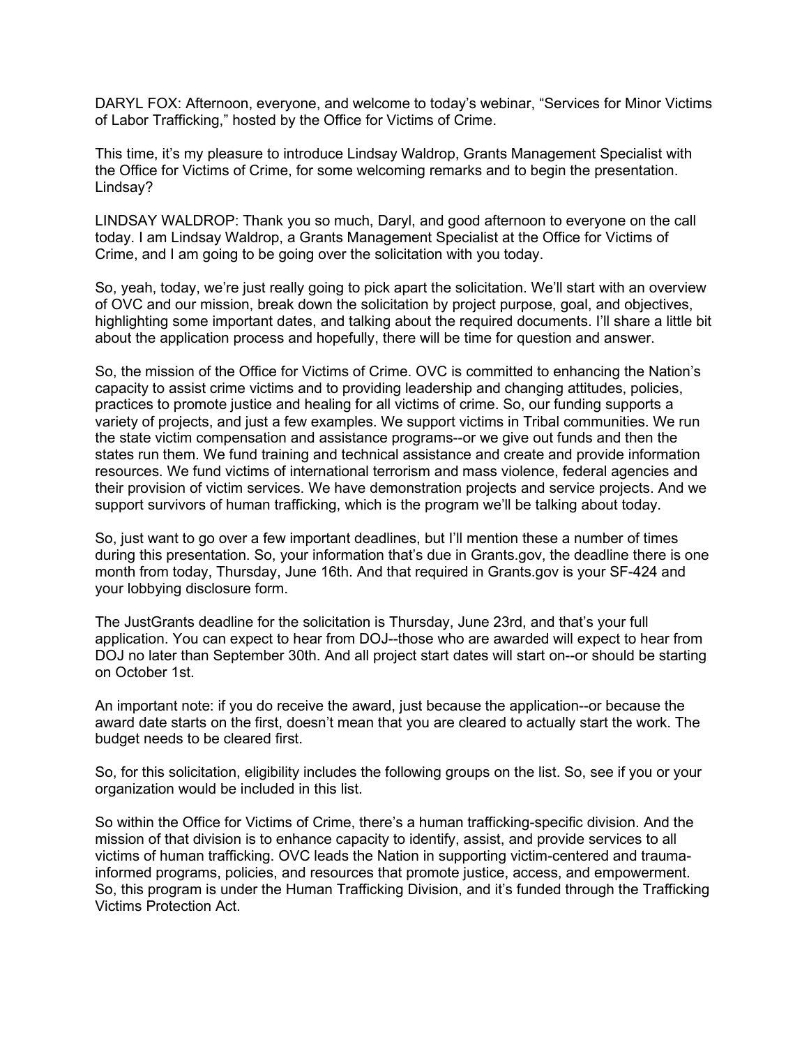DARYL FOX: Afternoon, everyone, and welcome to today's webinar, "Services for Minor Victims of Labor Trafficking," hosted by the Office for Victims of Crime.

This time, it's my pleasure to introduce Lindsay Waldrop, Grants Management Specialist with the Office for Victims of Crime, for some welcoming remarks and to begin the presentation. Lindsay?

LINDSAY WALDROP: Thank you so much, Daryl, and good afternoon to everyone on the call today. I am Lindsay Waldrop, a Grants Management Specialist at the Office for Victims of Crime, and I am going to be going over the solicitation with you today.

So, yeah, today, we're just really going to pick apart the solicitation. We'll start with an overview of OVC and our mission, break down the solicitation by project purpose, goal, and objectives, highlighting some important dates, and talking about the required documents. I'll share a little bit about the application process and hopefully, there will be time for question and answer.

So, the mission of the Office for Victims of Crime. OVC is committed to enhancing the Nation's capacity to assist crime victims and to providing leadership and changing attitudes, policies, practices to promote justice and healing for all victims of crime. So, our funding supports a variety of projects, and just a few examples. We support victims in Tribal communities. We run the state victim compensation and assistance programs--or we give out funds and then the states run them. We fund training and technical assistance and create and provide information resources. We fund victims of international terrorism and mass violence, federal agencies and their provision of victim services. We have demonstration projects and service projects. And we support survivors of human trafficking, which is the program we'll be talking about today.

So, just want to go over a few important deadlines, but I'll mention these a number of times during this presentation. So, your information that's due in Grants.gov, the deadline there is one month from today, Thursday, June 16th. And that required in Grants.gov is your SF-424 and your lobbying disclosure form.

The JustGrants deadline for the solicitation is Thursday, June 23rd, and that's your full application. You can expect to hear from DOJ--those who are awarded will expect to hear from DOJ no later than September 30th. And all project start dates will start on--or should be starting on October 1st.

An important note: if you do receive the award, just because the application--or because the award date starts on the first, doesn't mean that you are cleared to actually start the work. The budget needs to be cleared first.

So, for this solicitation, eligibility includes the following groups on the list. So, see if you or your organization would be included in this list.

So within the Office for Victims of Crime, there's a human trafficking-specific division. And the mission of that division is to enhance capacity to identify, assist, and provide services to all victims of human trafficking. OVC leads the Nation in supporting victim-centered and trauma-informed programs, policies, and resources that promote justice, access, and empowerment. So, this program is under the Human Trafficking Division, and it's funded through the Trafficking Victims Protection Act.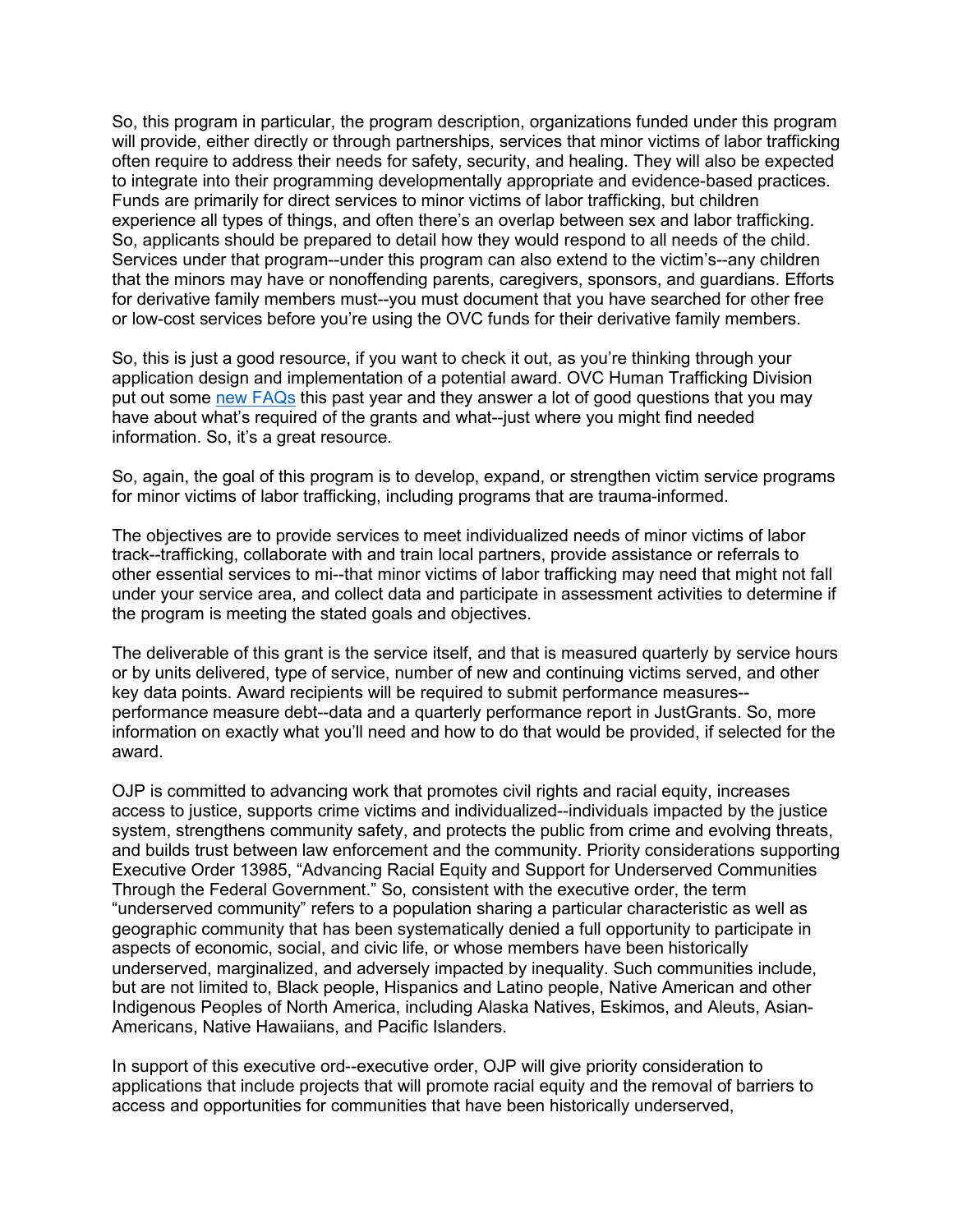So, this program in particular, the program description, organizations funded under this program will provide, either directly or through partnerships, services that minor victims of labor trafficking often require to address their needs for safety, security, and healing. They will also be expected to integrate into their programming developmentally appropriate and evidence-based practices. Funds are primarily for direct services to minor victims of labor trafficking, but children experience all types of things, and often there's an overlap between sex and labor trafficking. So, applicants should be prepared to detail how they would respond to all needs of the child. Services under that program--under this program can also extend to the victim's--any children that the minors may have or nonoffending parents, caregivers, sponsors, and guardians. Efforts for derivative family members must--you must document that you have searched for other free or low-cost services before you're using the OVC funds for their derivative family members.

So, this is just a good resource, if you want to check it out, as you're thinking through your application design and implementation of a potential award. OVC Human Trafficking Division put out some [new FAQs] this past year and they answer a lot of good questions that you may have about what's required of the grants and what--just where you might find needed information. So, it's a great resource.

So, again, the goal of this program is to develop, expand, or strengthen victim service programs for minor victims of labor trafficking, including programs that are trauma-informed.

The objectives are to provide services to meet individualized needs of minor victims of labor track--trafficking, collaborate with and train local partners, provide assistance or referrals to other essential services to mi--that minor victims of labor trafficking may need that might not fall under your service area, and collect data and participate in assessment activities to determine if the program is meeting the stated goals and objectives.

The deliverable of this grant is the service itself, and that is measured quarterly by service hours or by units delivered, type of service, number of new and continuing victims served, and other key data points. Award recipients will be required to submit performance measures--performance measure debt--data and a quarterly performance report in JustGrants. So, more information on exactly what you'll need and how to do that would be provided, if selected for the award.

OJP is committed to advancing work that promotes civil rights and racial equity, increases access to justice, supports crime victims and individualized--individuals impacted by the justice system, strengthens community safety, and protects the public from crime and evolving threats, and builds trust between law enforcement and the community. Priority considerations supporting Executive Order 13985, "Advancing Racial Equity and Support for Underserved Communities Through the Federal Government." So, consistent with the executive order, the term "underserved community" refers to a population sharing a particular characteristic as well as geographic community that has been systematically denied a full opportunity to participate in aspects of economic, social, and civic life, or whose members have been historically underserved, marginalized, and adversely impacted by inequality. Such communities include, but are not limited to, Black people, Hispanics and Latino people, Native American and other Indigenous Peoples of North America, including Alaska Natives, Eskimos, and Aleuts, Asian-Americans, Native Hawaiians, and Pacific Islanders.

In support of this executive ord--executive order, OJP will give priority consideration to applications that include projects that will promote racial equity and the removal of barriers to access and opportunities for communities that have been historically underserved,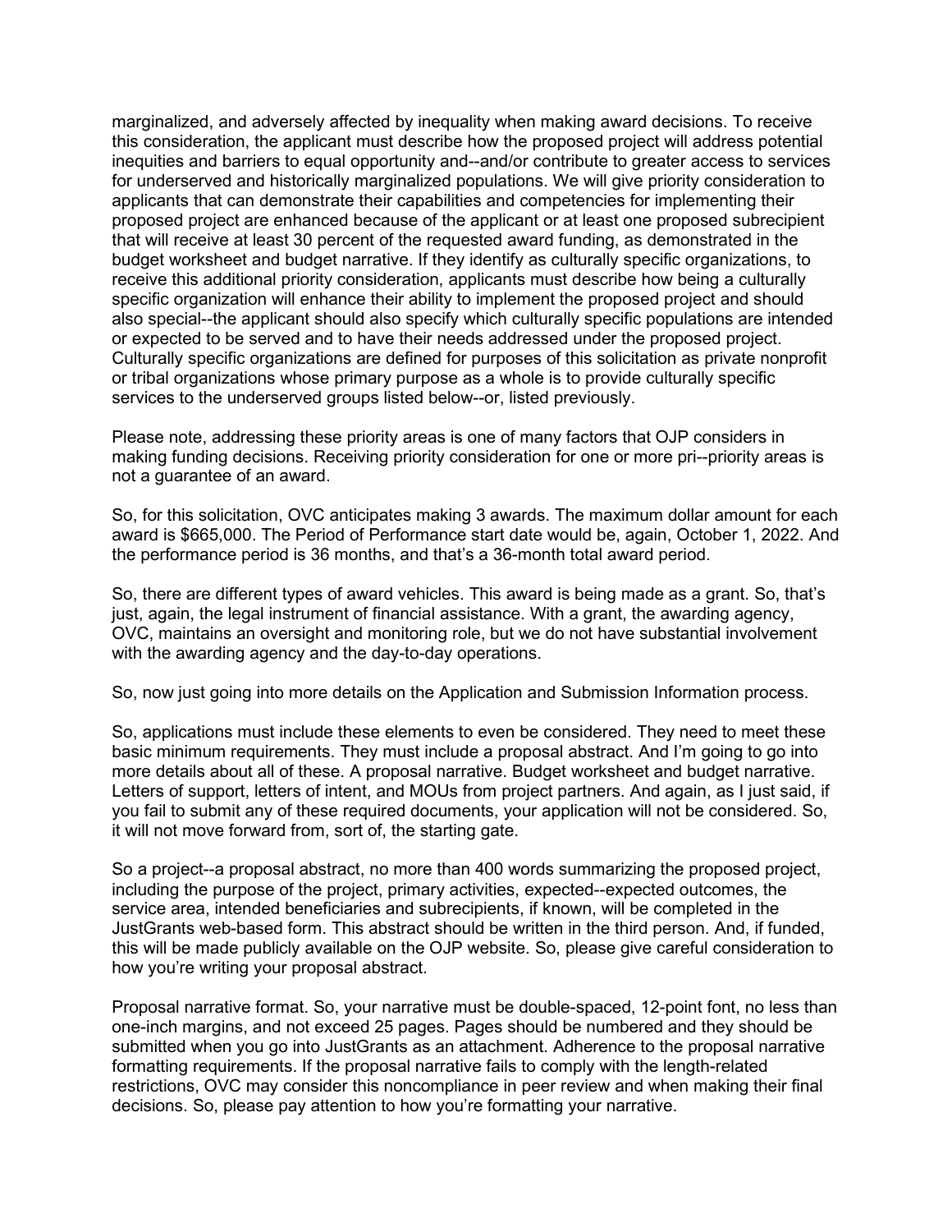marginalized, and adversely affected by inequality when making award decisions. To receive this consideration, the applicant must describe how the proposed project will address potential inequities and barriers to equal opportunity and--and/or contribute to greater access to services for underserved and historically marginalized populations. We will give priority consideration to applicants that can demonstrate their capabilities and competencies for implementing their proposed project are enhanced because of the applicant or at least one proposed subrecipient that will receive at least 30 percent of the requested award funding, as demonstrated in the budget worksheet and budget narrative. If they identify as culturally specific organizations, to receive this additional priority consideration, applicants must describe how being a culturally specific organization will enhance their ability to implement the proposed project and should also special--the applicant should also specify which culturally specific populations are intended or expected to be served and to have their needs addressed under the proposed project. Culturally specific organizations are defined for purposes of this solicitation as private nonprofit or tribal organizations whose primary purpose as a whole is to provide culturally specific services to the underserved groups listed below--or, listed previously.

Please note, addressing these priority areas is one of many factors that OJP considers in making funding decisions. Receiving priority consideration for one or more pri--priority areas is not a guarantee of an award.

So, for this solicitation, OVC anticipates making 3 awards. The maximum dollar amount for each award is $665,000. The Period of Performance start date would be, again, October 1, 2022. And the performance period is 36 months, and that's a 36-month total award period.

So, there are different types of award vehicles. This award is being made as a grant. So, that's just, again, the legal instrument of financial assistance. With a grant, the awarding agency, OVC, maintains an oversight and monitoring role, but we do not have substantial involvement with the awarding agency and the day-to-day operations.

So, now just going into more details on the Application and Submission Information process.

So, applications must include these elements to even be considered. They need to meet these basic minimum requirements. They must include a proposal abstract. And I'm going to go into more details about all of these. A proposal narrative. Budget worksheet and budget narrative. Letters of support, letters of intent, and MOUs from project partners. And again, as I just said, if you fail to submit any of these required documents, your application will not be considered. So, it will not move forward from, sort of, the starting gate.

So a project--a proposal abstract, no more than 400 words summarizing the proposed project, including the purpose of the project, primary activities, expected--expected outcomes, the service area, intended beneficiaries and subrecipients, if known, will be completed in the JustGrants web-based form. This abstract should be written in the third person. And, if funded, this will be made publicly available on the OJP website. So, please give careful consideration to how you're writing your proposal abstract.

Proposal narrative format. So, your narrative must be double-spaced, 12-point font, no less than one-inch margins, and not exceed 25 pages. Pages should be numbered and they should be submitted when you go into JustGrants as an attachment. Adherence to the proposal narrative formatting requirements. If the proposal narrative fails to comply with the length-related restrictions, OVC may consider this noncompliance in peer review and when making their final decisions. So, please pay attention to how you're formatting your narrative.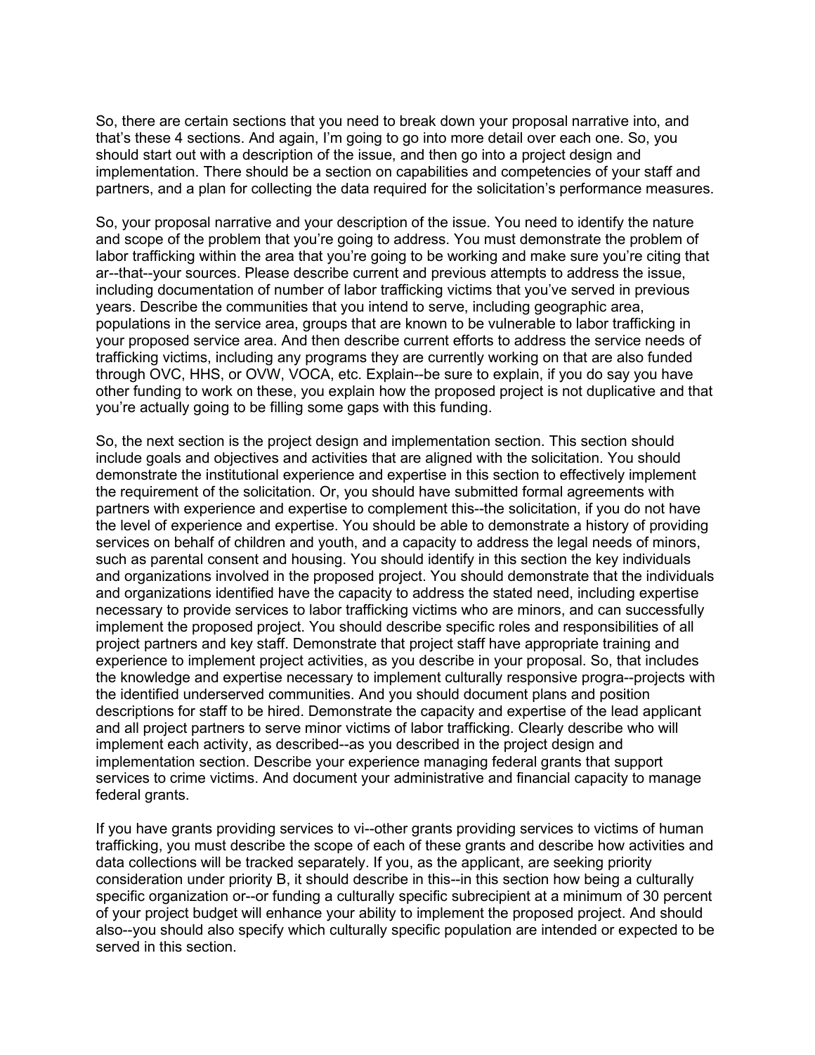So, there are certain sections that you need to break down your proposal narrative into, and that's these 4 sections. And again, I'm going to go into more detail over each one. So, you should start out with a description of the issue, and then go into a project design and implementation. There should be a section on capabilities and competencies of your staff and partners, and a plan for collecting the data required for the solicitation's performance measures.

So, your proposal narrative and your description of the issue. You need to identify the nature and scope of the problem that you're going to address. You must demonstrate the problem of labor trafficking within the area that you're going to be working and make sure you're citing that ar--that--your sources. Please describe current and previous attempts to address the issue, including documentation of number of labor trafficking victims that you've served in previous years. Describe the communities that you intend to serve, including geographic area, populations in the service area, groups that are known to be vulnerable to labor trafficking in your proposed service area. And then describe current efforts to address the service needs of trafficking victims, including any programs they are currently working on that are also funded through OVC, HHS, or OVW, VOCA, etc. Explain--be sure to explain, if you do say you have other funding to work on these, you explain how the proposed project is not duplicative and that you're actually going to be filling some gaps with this funding.

So, the next section is the project design and implementation section. This section should include goals and objectives and activities that are aligned with the solicitation. You should demonstrate the institutional experience and expertise in this section to effectively implement the requirement of the solicitation. Or, you should have submitted formal agreements with partners with experience and expertise to complement this--the solicitation, if you do not have the level of experience and expertise. You should be able to demonstrate a history of providing services on behalf of children and youth, and a capacity to address the legal needs of minors, such as parental consent and housing. You should identify in this section the key individuals and organizations involved in the proposed project. You should demonstrate that the individuals and organizations identified have the capacity to address the stated need, including expertise necessary to provide services to labor trafficking victims who are minors, and can successfully implement the proposed project. You should describe specific roles and responsibilities of all project partners and key staff. Demonstrate that project staff have appropriate training and experience to implement project activities, as you describe in your proposal. So, that includes the knowledge and expertise necessary to implement culturally responsive progra--projects with the identified underserved communities. And you should document plans and position descriptions for staff to be hired. Demonstrate the capacity and expertise of the lead applicant and all project partners to serve minor victims of labor trafficking. Clearly describe who will implement each activity, as described--as you described in the project design and implementation section. Describe your experience managing federal grants that support services to crime victims. And document your administrative and financial capacity to manage federal grants.

If you have grants providing services to vi--other grants providing services to victims of human trafficking, you must describe the scope of each of these grants and describe how activities and data collections will be tracked separately. If you, as the applicant, are seeking priority consideration under priority B, it should describe in this--in this section how being a culturally specific organization or--or funding a culturally specific subrecipient at a minimum of 30 percent of your project budget will enhance your ability to implement the proposed project. And should also--you should also specify which culturally specific population are intended or expected to be served in this section.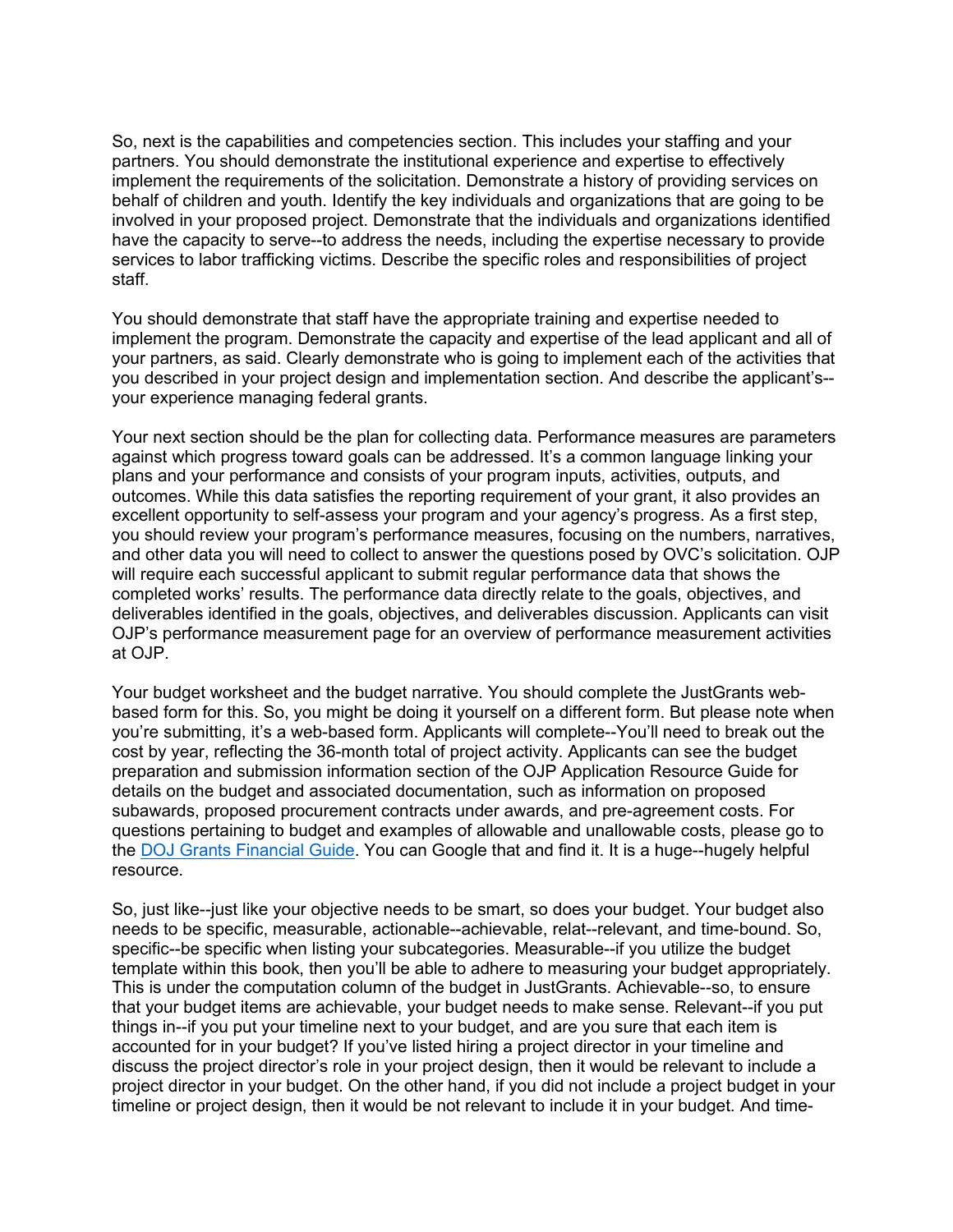So, next is the capabilities and competencies section. This includes your staffing and your partners. You should demonstrate the institutional experience and expertise to effectively implement the requirements of the solicitation. Demonstrate a history of providing services on behalf of children and youth. Identify the key individuals and organizations that are going to be involved in your proposed project. Demonstrate that the individuals and organizations identified have the capacity to serve--to address the needs, including the expertise necessary to provide services to labor trafficking victims. Describe the specific roles and responsibilities of project staff.

You should demonstrate that staff have the appropriate training and expertise needed to implement the program. Demonstrate the capacity and expertise of the lead applicant and all of your partners, as said. Clearly demonstrate who is going to implement each of the activities that you described in your project design and implementation section. And describe the applicant's--your experience managing federal grants.

Your next section should be the plan for collecting data. Performance measures are parameters against which progress toward goals can be addressed. It's a common language linking your plans and your performance and consists of your program inputs, activities, outputs, and outcomes. While this data satisfies the reporting requirement of your grant, it also provides an excellent opportunity to self-assess your program and your agency's progress. As a first step, you should review your program's performance measures, focusing on the numbers, narratives, and other data you will need to collect to answer the questions posed by OVC's solicitation. OJP will require each successful applicant to submit regular performance data that shows the completed works' results. The performance data directly relate to the goals, objectives, and deliverables identified in the goals, objectives, and deliverables discussion. Applicants can visit OJP's performance measurement page for an overview of performance measurement activities at OJP.

Your budget worksheet and the budget narrative. You should complete the JustGrants web-based form for this. So, you might be doing it yourself on a different form. But please note when you're submitting, it's a web-based form. Applicants will complete--You'll need to break out the cost by year, reflecting the 36-month total of project activity. Applicants can see the budget preparation and submission information section of the OJP Application Resource Guide for details on the budget and associated documentation, such as information on proposed subawards, proposed procurement contracts under awards, and pre-agreement costs. For questions pertaining to budget and examples of allowable and unallowable costs, please go to the DOJ Grants Financial Guide. You can Google that and find it. It is a huge--hugely helpful resource.

So, just like--just like your objective needs to be smart, so does your budget. Your budget also needs to be specific, measurable, actionable--achievable, relat--relevant, and time-bound. So, specific--be specific when listing your subcategories. Measurable--if you utilize the budget template within this book, then you'll be able to adhere to measuring your budget appropriately. This is under the computation column of the budget in JustGrants. Achievable--so, to ensure that your budget items are achievable, your budget needs to make sense. Relevant--if you put things in--if you put your timeline next to your budget, and are you sure that each item is accounted for in your budget? If you've listed hiring a project director in your timeline and discuss the project director's role in your project design, then it would be relevant to include a project director in your budget. On the other hand, if you did not include a project budget in your timeline or project design, then it would be not relevant to include it in your budget. And time-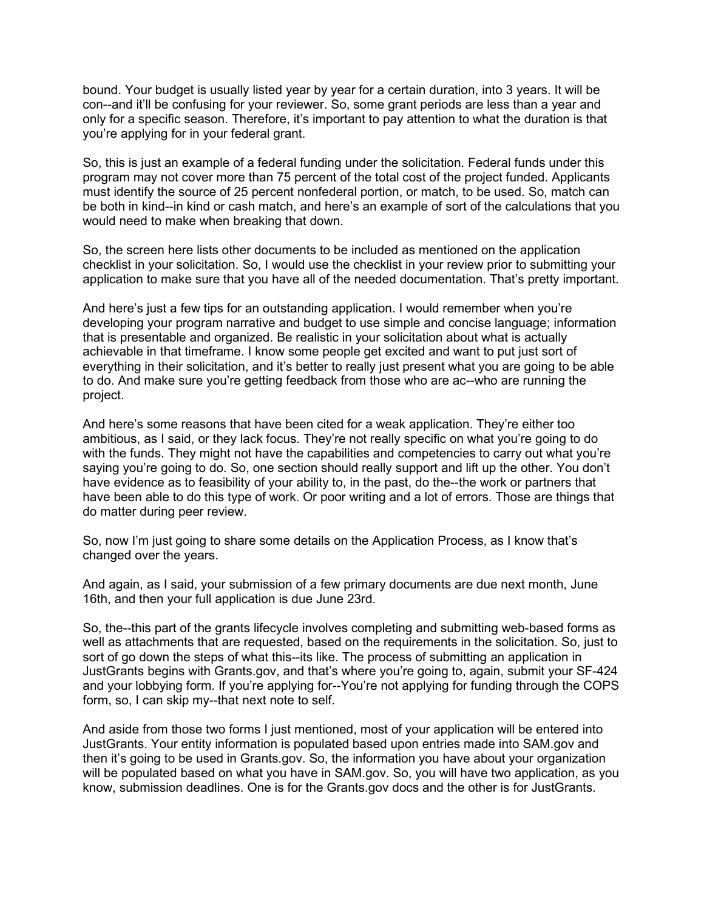bound. Your budget is usually listed year by year for a certain duration, into 3 years. It will be con--and it'll be confusing for your reviewer. So, some grant periods are less than a year and only for a specific season. Therefore, it's important to pay attention to what the duration is that you're applying for in your federal grant.

So, this is just an example of a federal funding under the solicitation. Federal funds under this program may not cover more than 75 percent of the total cost of the project funded. Applicants must identify the source of 25 percent nonfederal portion, or match, to be used. So, match can be both in kind--in kind or cash match, and here's an example of sort of the calculations that you would need to make when breaking that down.

So, the screen here lists other documents to be included as mentioned on the application checklist in your solicitation. So, I would use the checklist in your review prior to submitting your application to make sure that you have all of the needed documentation. That's pretty important.

And here's just a few tips for an outstanding application. I would remember when you're developing your program narrative and budget to use simple and concise language; information that is presentable and organized. Be realistic in your solicitation about what is actually achievable in that timeframe. I know some people get excited and want to put just sort of everything in their solicitation, and it's better to really just present what you are going to be able to do. And make sure you're getting feedback from those who are ac--who are running the project.

And here's some reasons that have been cited for a weak application. They're either too ambitious, as I said, or they lack focus. They're not really specific on what you're going to do with the funds. They might not have the capabilities and competencies to carry out what you're saying you're going to do. So, one section should really support and lift up the other. You don't have evidence as to feasibility of your ability to, in the past, do the--the work or partners that have been able to do this type of work. Or poor writing and a lot of errors. Those are things that do matter during peer review.

So, now I'm just going to share some details on the Application Process, as I know that's changed over the years.

And again, as I said, your submission of a few primary documents are due next month, June 16th, and then your full application is due June 23rd.

So, the--this part of the grants lifecycle involves completing and submitting web-based forms as well as attachments that are requested, based on the requirements in the solicitation. So, just to sort of go down the steps of what this--its like. The process of submitting an application in JustGrants begins with Grants.gov, and that's where you're going to, again, submit your SF-424 and your lobbying form. If you're applying for--You're not applying for funding through the COPS form, so, I can skip my--that next note to self.

And aside from those two forms I just mentioned, most of your application will be entered into JustGrants. Your entity information is populated based upon entries made into SAM.gov and then it's going to be used in Grants.gov. So, the information you have about your organization will be populated based on what you have in SAM.gov. So, you will have two application, as you know, submission deadlines. One is for the Grants.gov docs and the other is for JustGrants.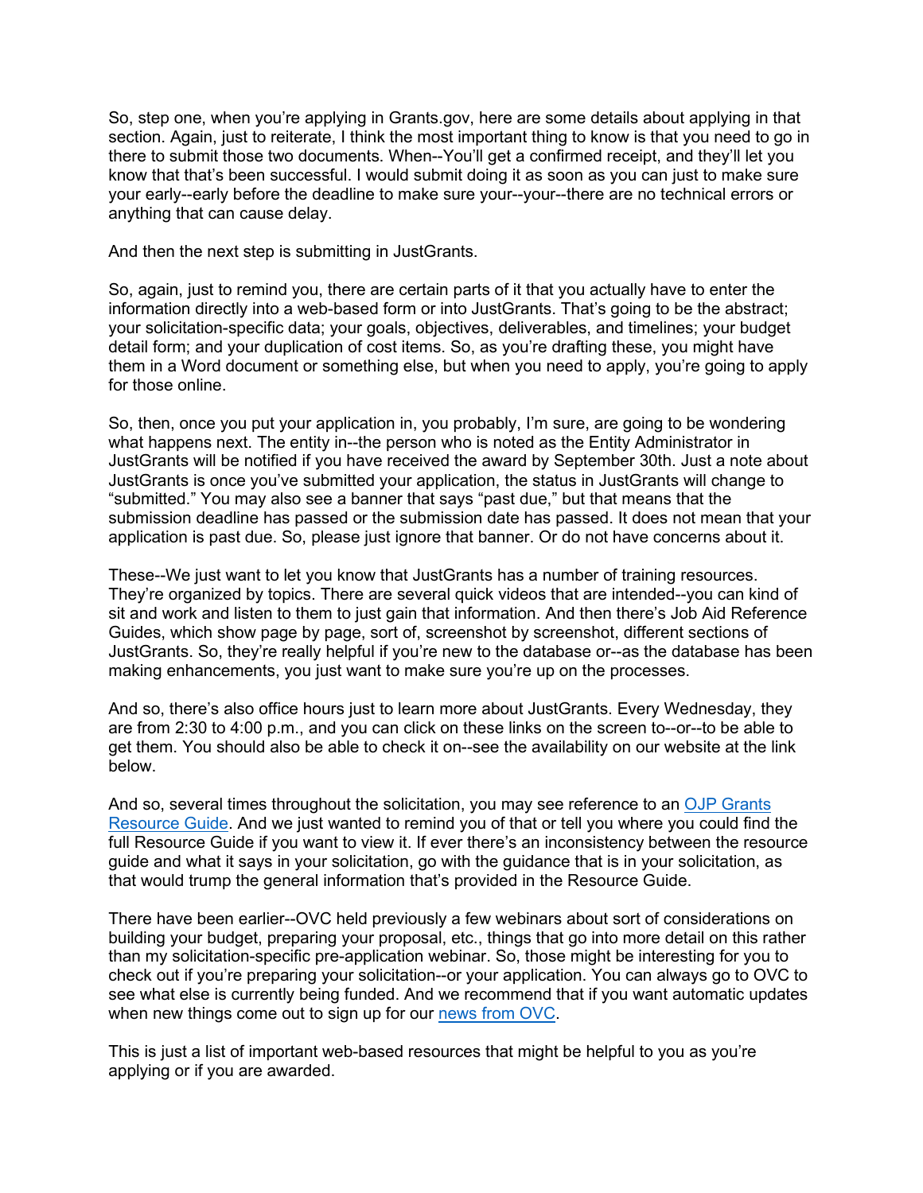So, step one, when you're applying in Grants.gov, here are some details about applying in that section. Again, just to reiterate, I think the most important thing to know is that you need to go in there to submit those two documents. When--You'll get a confirmed receipt, and they'll let you know that that's been successful. I would submit doing it as soon as you can just to make sure your early--early before the deadline to make sure your--your--there are no technical errors or anything that can cause delay.

And then the next step is submitting in JustGrants.

So, again, just to remind you, there are certain parts of it that you actually have to enter the information directly into a web-based form or into JustGrants. That's going to be the abstract; your solicitation-specific data; your goals, objectives, deliverables, and timelines; your budget detail form; and your duplication of cost items. So, as you're drafting these, you might have them in a Word document or something else, but when you need to apply, you're going to apply for those online.

So, then, once you put your application in, you probably, I'm sure, are going to be wondering what happens next. The entity in--the person who is noted as the Entity Administrator in JustGrants will be notified if you have received the award by September 30th. Just a note about JustGrants is once you've submitted your application, the status in JustGrants will change to "submitted." You may also see a banner that says "past due," but that means that the submission deadline has passed or the submission date has passed. It does not mean that your application is past due. So, please just ignore that banner. Or do not have concerns about it.

These--We just want to let you know that JustGrants has a number of training resources. They're organized by topics. There are several quick videos that are intended--you can kind of sit and work and listen to them to just gain that information. And then there's Job Aid Reference Guides, which show page by page, sort of, screenshot by screenshot, different sections of JustGrants. So, they're really helpful if you're new to the database or--as the database has been making enhancements, you just want to make sure you're up on the processes.

And so, there's also office hours just to learn more about JustGrants. Every Wednesday, they are from 2:30 to 4:00 p.m., and you can click on these links on the screen to--or--to be able to get them. You should also be able to check it on--see the availability on our website at the link below.

And so, several times throughout the solicitation, you may see reference to an OJP Grants Resource Guide. And we just wanted to remind you of that or tell you where you could find the full Resource Guide if you want to view it. If ever there's an inconsistency between the resource guide and what it says in your solicitation, go with the guidance that is in your solicitation, as that would trump the general information that's provided in the Resource Guide.

There have been earlier--OVC held previously a few webinars about sort of considerations on building your budget, preparing your proposal, etc., things that go into more detail on this rather than my solicitation-specific pre-application webinar. So, those might be interesting for you to check out if you're preparing your solicitation--or your application. You can always go to OVC to see what else is currently being funded. And we recommend that if you want automatic updates when new things come out to sign up for our news from OVC.

This is just a list of important web-based resources that might be helpful to you as you're applying or if you are awarded.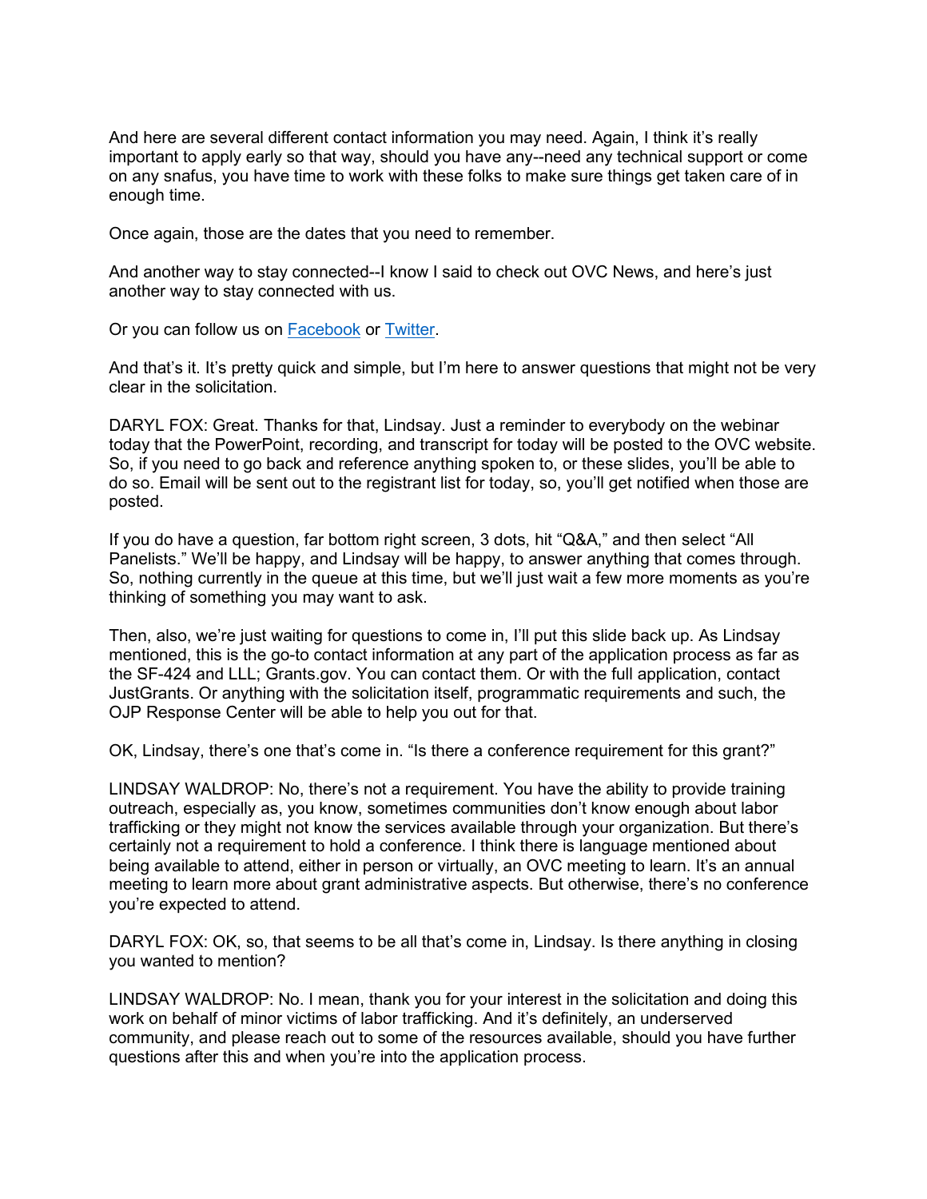And here are several different contact information you may need. Again, I think it's really important to apply early so that way, should you have any--need any technical support or come on any snafus, you have time to work with these folks to make sure things get taken care of in enough time.

Once again, those are the dates that you need to remember.

And another way to stay connected--I know I said to check out OVC News, and here's just another way to stay connected with us.

Or you can follow us on Facebook or Twitter.

And that's it. It's pretty quick and simple, but I'm here to answer questions that might not be very clear in the solicitation.

DARYL FOX: Great. Thanks for that, Lindsay. Just a reminder to everybody on the webinar today that the PowerPoint, recording, and transcript for today will be posted to the OVC website. So, if you need to go back and reference anything spoken to, or these slides, you'll be able to do so. Email will be sent out to the registrant list for today, so, you'll get notified when those are posted.

If you do have a question, far bottom right screen, 3 dots, hit "Q&A," and then select "All Panelists." We'll be happy, and Lindsay will be happy, to answer anything that comes through. So, nothing currently in the queue at this time, but we'll just wait a few more moments as you're thinking of something you may want to ask.

Then, also, we're just waiting for questions to come in, I'll put this slide back up. As Lindsay mentioned, this is the go-to contact information at any part of the application process as far as the SF-424 and LLL; Grants.gov. You can contact them. Or with the full application, contact JustGrants. Or anything with the solicitation itself, programmatic requirements and such, the OJP Response Center will be able to help you out for that.

OK, Lindsay, there's one that's come in. "Is there a conference requirement for this grant?"

LINDSAY WALDROP: No, there's not a requirement. You have the ability to provide training outreach, especially as, you know, sometimes communities don't know enough about labor trafficking or they might not know the services available through your organization. But there's certainly not a requirement to hold a conference. I think there is language mentioned about being available to attend, either in person or virtually, an OVC meeting to learn. It's an annual meeting to learn more about grant administrative aspects. But otherwise, there's no conference you're expected to attend.

DARYL FOX: OK, so, that seems to be all that's come in, Lindsay. Is there anything in closing you wanted to mention?

LINDSAY WALDROP: No. I mean, thank you for your interest in the solicitation and doing this work on behalf of minor victims of labor trafficking. And it's definitely, an underserved community, and please reach out to some of the resources available, should you have further questions after this and when you're into the application process.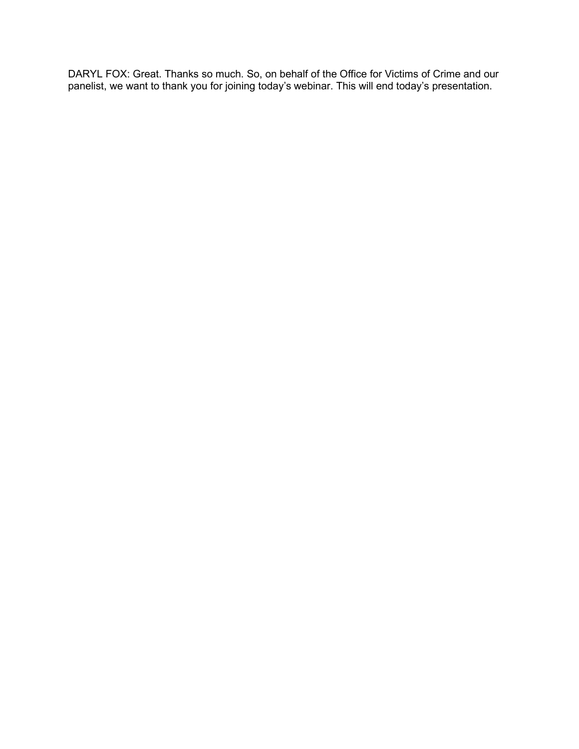DARYL FOX: Great. Thanks so much. So, on behalf of the Office for Victims of Crime and our panelist, we want to thank you for joining today's webinar. This will end today's presentation.